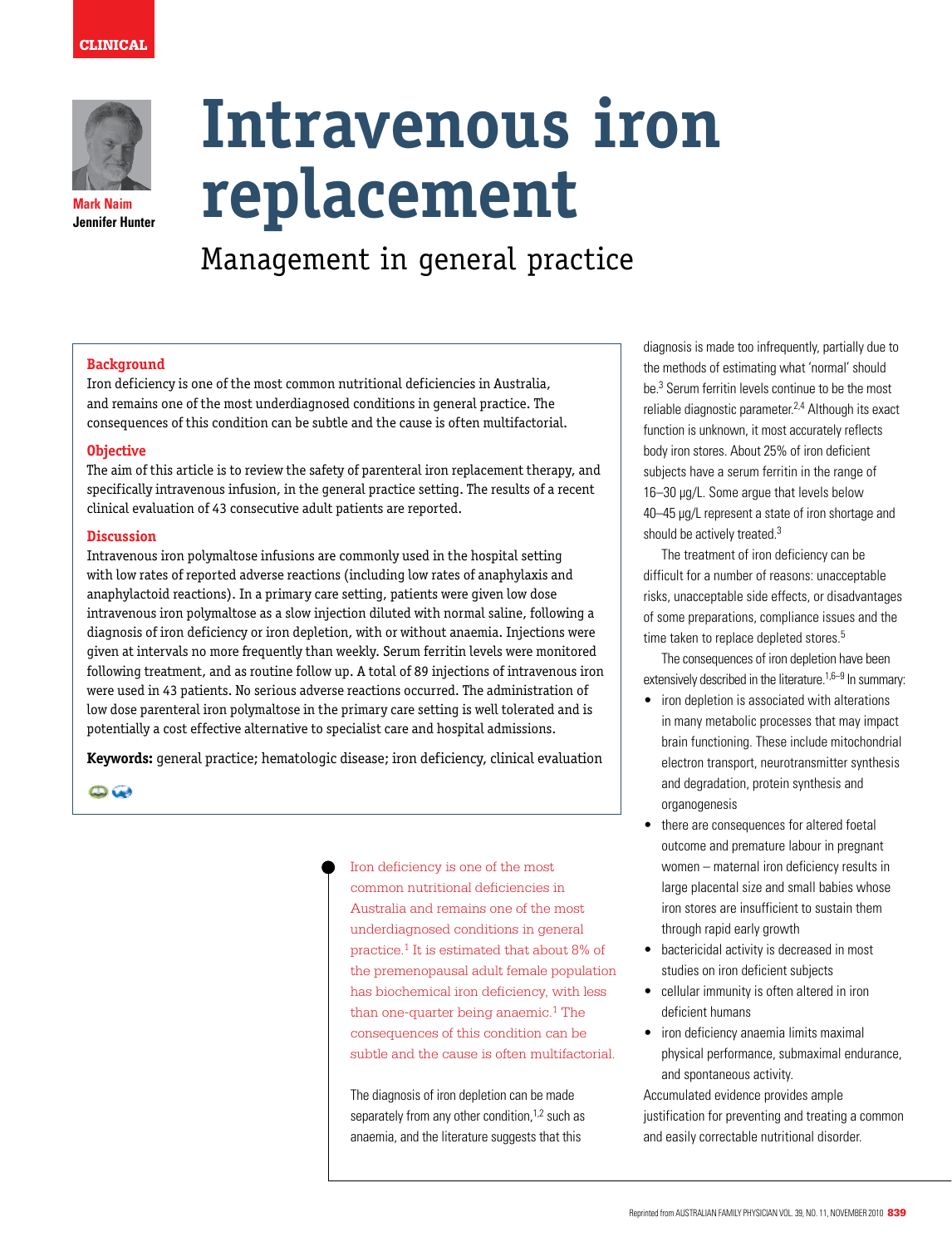CLINICAL

Mark Naim
Jennifer Hunter

# Intravenous iron replacement

## Management in general practice

**Background**

Iron deficiency is one of the most common nutritional deficiencies in Australia, and remains one of the most underdiagnosed conditions in general practice. The consequences of this condition can be subtle and the cause is often multifactorial.

**Objective**

The aim of this article is to review the safety of parenteral iron replacement therapy, and specifically intravenous infusion, in the general practice setting. The results of a recent clinical evaluation of 43 consecutive adult patients are reported.

**Discussion**

Intravenous iron polymaltose infusions are commonly used in the hospital setting with low rates of reported adverse reactions (including low rates of anaphylaxis and anaphylactoid reactions). In a primary care setting, patients were given low dose intravenous iron polymaltose as a slow injection diluted with normal saline, following a diagnosis of iron deficiency or iron depletion, with or without anaemia. Injections were given at intervals no more frequently than weekly. Serum ferritin levels were monitored following treatment, and as routine follow up. A total of 89 injections of intravenous iron were used in 43 patients. No serious adverse reactions occurred. The administration of low dose parenteral iron polymaltose in the primary care setting is well tolerated and is potentially a cost effective alternative to specialist care and hospital admissions.

**Keywords:** general practice; hematologic disease; iron deficiency, clinical evaluation

Iron deficiency is one of the most common nutritional deficiencies in Australia and remains one of the most underdiagnosed conditions in general practice.[1] It is estimated that about 8% of the premenopausal adult female population has biochemical iron deficiency, with less than one-quarter being anaemic.[1] The consequences of this condition can be subtle and the cause is often multifactorial.

The diagnosis of iron depletion can be made separately from any other condition,[1,2] such as anaemia, and the literature suggests that this diagnosis is made too infrequently, partially due to the methods of estimating what 'normal' should be.[3] Serum ferritin levels continue to be the most reliable diagnostic parameter.[2,4] Although its exact function is unknown, it most accurately reflects body iron stores. About 25% of iron deficient subjects have a serum ferritin in the range of 16–30 μg/L. Some argue that levels below 40–45 μg/L represent a state of iron shortage and should be actively treated.[3]

The treatment of iron deficiency can be difficult for a number of reasons: unacceptable risks, unacceptable side effects, or disadvantages of some preparations, compliance issues and the time taken to replace depleted stores.[5]

The consequences of iron depletion have been extensively described in the literature.[1,6–9] In summary:

- iron depletion is associated with alterations in many metabolic processes that may impact brain functioning. These include mitochondrial electron transport, neurotransmitter synthesis and degradation, protein synthesis and organogenesis
- there are consequences for altered foetal outcome and premature labour in pregnant women – maternal iron deficiency results in large placental size and small babies whose iron stores are insufficient to sustain them through rapid early growth
- bactericidal activity is decreased in most studies on iron deficient subjects
- cellular immunity is often altered in iron deficient humans
- iron deficiency anaemia limits maximal physical performance, submaximal endurance, and spontaneous activity.

Accumulated evidence provides ample justification for preventing and treating a common and easily correctable nutritional disorder.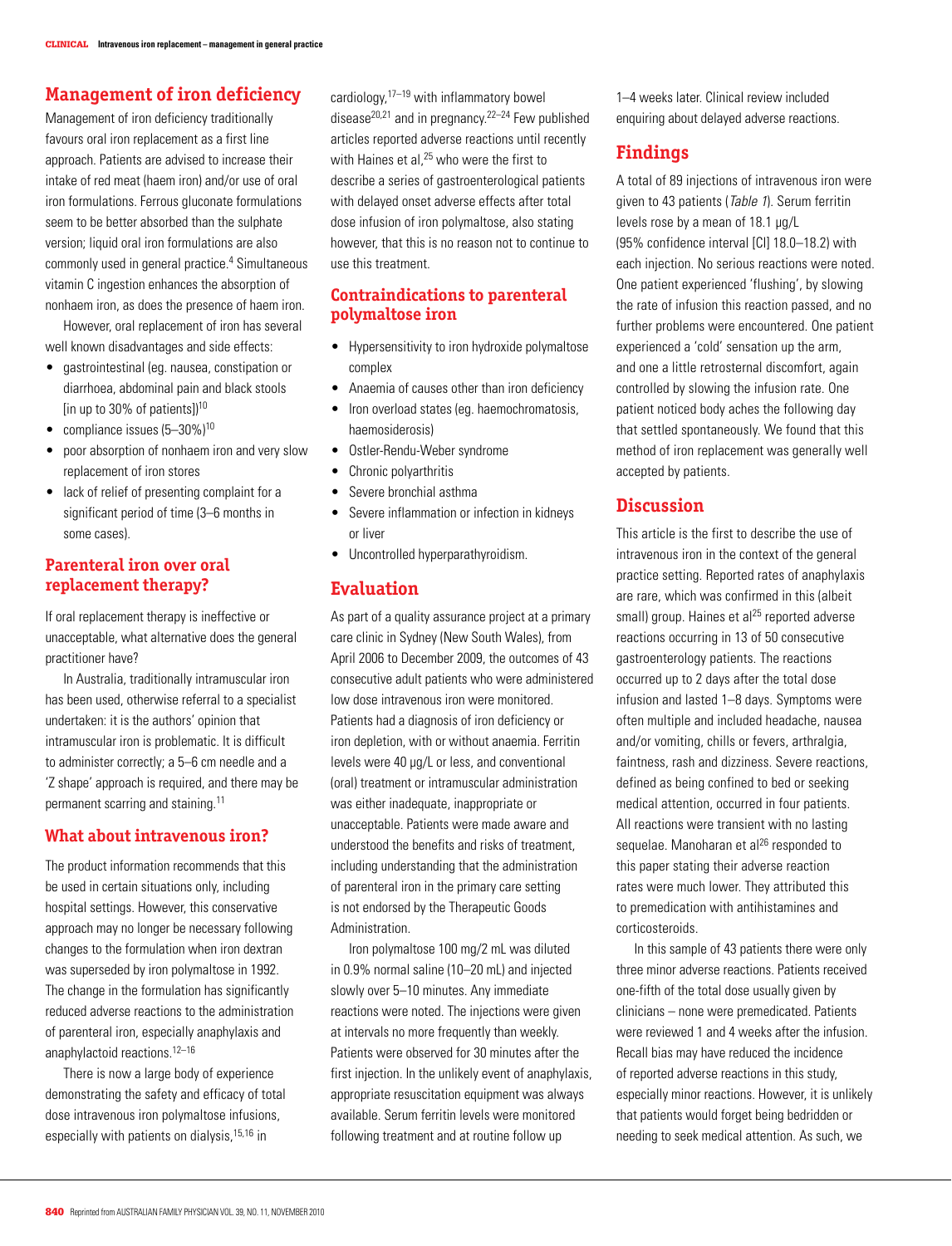## Management of iron deficiency

Management of iron deficiency traditionally favours oral iron replacement as a first line approach. Patients are advised to increase their intake of red meat (haem iron) and/or use of oral iron formulations. Ferrous gluconate formulations seem to be better absorbed than the sulphate version; liquid oral iron formulations are also commonly used in general practice.[4] Simultaneous vitamin C ingestion enhances the absorption of nonhaem iron, as does the presence of haem iron.

However, oral replacement of iron has several well known disadvantages and side effects:

- gastrointestinal (eg. nausea, constipation or diarrhoea, abdominal pain and black stools [in up to 30% of patients])[10]
- compliance issues (5–30%)[10]
- poor absorption of nonhaem iron and very slow replacement of iron stores
- lack of relief of presenting complaint for a significant period of time (3–6 months in some cases).

### Parenteral iron over oral replacement therapy?

If oral replacement therapy is ineffective or unacceptable, what alternative does the general practitioner have?

In Australia, traditionally intramuscular iron has been used, otherwise referral to a specialist undertaken: it is the authors' opinion that intramuscular iron is problematic. It is difficult to administer correctly; a 5–6 cm needle and a 'Z shape' approach is required, and there may be permanent scarring and staining.[11]

### What about intravenous iron?

The product information recommends that this be used in certain situations only, including hospital settings. However, this conservative approach may no longer be necessary following changes to the formulation when iron dextran was superseded by iron polymaltose in 1992. The change in the formulation has significantly reduced adverse reactions to the administration of parenteral iron, especially anaphylaxis and anaphylactoid reactions.[12–16]

There is now a large body of experience demonstrating the safety and efficacy of total dose intravenous iron polymaltose infusions, especially with patients on dialysis,[15,16] in cardiology,[17–19] with inflammatory bowel disease[20,21] and in pregnancy.[22–24] Few published articles reported adverse reactions until recently with Haines et al,[25] who were the first to describe a series of gastroenterological patients with delayed onset adverse effects after total dose infusion of iron polymaltose, also stating however, that this is no reason not to continue to use this treatment.

### Contraindications to parenteral polymaltose iron

- Hypersensitivity to iron hydroxide polymaltose complex
- Anaemia of causes other than iron deficiency
- Iron overload states (eg. haemochromatosis, haemosiderosis)
- Ostler-Rendu-Weber syndrome
- Chronic polyarthritis
- Severe bronchial asthma
- Severe inflammation or infection in kidneys or liver
- Uncontrolled hyperparathyroidism.

## Evaluation

As part of a quality assurance project at a primary care clinic in Sydney (New South Wales), from April 2006 to December 2009, the outcomes of 43 consecutive adult patients who were administered low dose intravenous iron were monitored. Patients had a diagnosis of iron deficiency or iron depletion, with or without anaemia. Ferritin levels were 40 μg/L or less, and conventional (oral) treatment or intramuscular administration was either inadequate, inappropriate or unacceptable. Patients were made aware and understood the benefits and risks of treatment, including understanding that the administration of parenteral iron in the primary care setting is not endorsed by the Therapeutic Goods Administration.

Iron polymaltose 100 mg/2 mL was diluted in 0.9% normal saline (10–20 mL) and injected slowly over 5–10 minutes. Any immediate reactions were noted. The injections were given at intervals no more frequently than weekly. Patients were observed for 30 minutes after the first injection. In the unlikely event of anaphylaxis, appropriate resuscitation equipment was always available. Serum ferritin levels were monitored following treatment and at routine follow up 1–4 weeks later. Clinical review included enquiring about delayed adverse reactions.

## Findings

A total of 89 injections of intravenous iron were given to 43 patients (*Table 1*). Serum ferritin levels rose by a mean of 18.1 μg/L (95% confidence interval [CI] 18.0–18.2) with each injection. No serious reactions were noted. One patient experienced 'flushing', by slowing the rate of infusion this reaction passed, and no further problems were encountered. One patient experienced a 'cold' sensation up the arm, and one a little retrosternal discomfort, again controlled by slowing the infusion rate. One patient noticed body aches the following day that settled spontaneously. We found that this method of iron replacement was generally well accepted by patients.

## Discussion

This article is the first to describe the use of intravenous iron in the context of the general practice setting. Reported rates of anaphylaxis are rare, which was confirmed in this (albeit small) group. Haines et al[25] reported adverse reactions occurring in 13 of 50 consecutive gastroenterology patients. The reactions occurred up to 2 days after the total dose infusion and lasted 1–8 days. Symptoms were often multiple and included headache, nausea and/or vomiting, chills or fevers, arthralgia, faintness, rash and dizziness. Severe reactions, defined as being confined to bed or seeking medical attention, occurred in four patients. All reactions were transient with no lasting sequelae. Manoharan et al[26] responded to this paper stating their adverse reaction rates were much lower. They attributed this to premedication with antihistamines and corticosteroids.

In this sample of 43 patients there were only three minor adverse reactions. Patients received one-fifth of the total dose usually given by clinicians – none were premedicated. Patients were reviewed 1 and 4 weeks after the infusion. Recall bias may have reduced the incidence of reported adverse reactions in this study, especially minor reactions. However, it is unlikely that patients would forget being bedridden or needing to seek medical attention. As such, we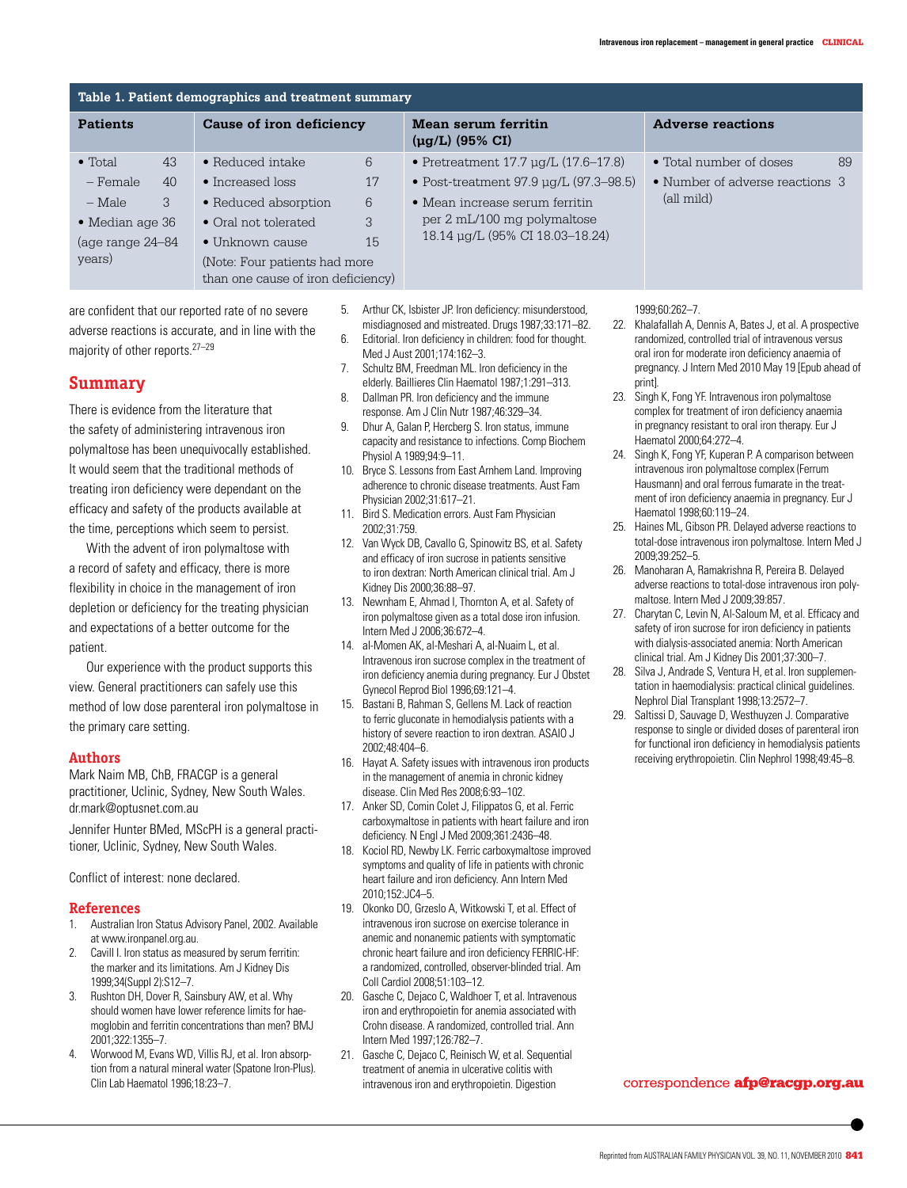**Table 1. Patient demographics and treatment summary**

| Patients | | Cause of iron deficiency | | Mean serum ferritin (μg/L) (95% CI) | Adverse reactions | |
|---|---|---|---|---|---|---|
| • Total | 43 | • Reduced intake | 6 | • Pretreatment 17.7 μg/L (17.6–17.8) | • Total number of doses | 89 |
| – Female | 40 | • Increased loss | 17 | • Post-treatment 97.9 μg/L (97.3–98.5) | • Number of adverse reactions (all mild) | 3 |
| – Male | 3 | • Reduced absorption | 6 | • Mean increase serum ferritin per 2 mL/100 mg polymaltose 18.14 μg/L (95% CI 18.03–18.24) | | |
| • Median age 36 (age range 24–84 years) | | • Oral not tolerated | 3 | | | |
| | | • Unknown cause | 15 | | | |
| | | (Note: Four patients had more than one cause of iron deficiency) | | | | |

are confident that our reported rate of no severe adverse reactions is accurate, and in line with the majority of other reports.[27–29]

## Summary

There is evidence from the literature that the safety of administering intravenous iron polymaltose has been unequivocally established. It would seem that the traditional methods of treating iron deficiency were dependant on the efficacy and safety of the products available at the time, perceptions which seem to persist.

With the advent of iron polymaltose with a record of safety and efficacy, there is more flexibility in choice in the management of iron depletion or deficiency for the treating physician and expectations of a better outcome for the patient.

Our experience with the product supports this view. General practitioners can safely use this method of low dose parenteral iron polymaltose in the primary care setting.

## Authors

Mark Naim MB, ChB, FRACGP is a general practitioner, Uclinic, Sydney, New South Wales. dr.mark@optusnet.com.au

Jennifer Hunter BMed, MScPH is a general practitioner, Uclinic, Sydney, New South Wales.

Conflict of interest: none declared.

## References

1. Australian Iron Status Advisory Panel, 2002. Available at www.ironpanel.org.au.
2. Cavill I. Iron status as measured by serum ferritin: the marker and its limitations. Am J Kidney Dis 1999;34(Suppl 2):S12–7.
3. Rushton DH, Dover R, Sainsbury AW, et al. Why should women have lower reference limits for haemoglobin and ferritin concentrations than men? BMJ 2001;322:1355–7.
4. Worwood M, Evans WD, Villis RJ, et al. Iron absorption from a natural mineral water (Spatone Iron-Plus). Clin Lab Haematol 1996;18:23–7.
5. Arthur CK, Isbister JP. Iron deficiency: misunderstood, misdiagnosed and mistreated. Drugs 1987;33:171–82.
6. Editorial. Iron deficiency in children: food for thought. Med J Aust 2001;174:162–3.
7. Schultz BM, Freedman ML. Iron deficiency in the elderly. Baillieres Clin Haematol 1987;1:291–313.
8. Dallman PR. Iron deficiency and the immune response. Am J Clin Nutr 1987;46:329–34.
9. Dhur A, Galan P, Hercberg S. Iron status, immune capacity and resistance to infections. Comp Biochem Physiol A 1989;94:9–11.
10. Bryce S. Lessons from East Arnhem Land. Improving adherence to chronic disease treatments. Aust Fam Physician 2002;31:617–21.
11. Bird S. Medication errors. Aust Fam Physician 2002;31:759.
12. Van Wyck DB, Cavallo G, Spinowitz BS, et al. Safety and efficacy of iron sucrose in patients sensitive to iron dextran: North American clinical trial. Am J Kidney Dis 2000;36:88–97.
13. Newnham E, Ahmad I, Thornton A, et al. Safety of iron polymaltose given as a total dose iron infusion. Intern Med J 2006;36:672–4.
14. al-Momen AK, al-Meshari A, al-Nuaim L, et al. Intravenous iron sucrose complex in the treatment of iron deficiency anemia during pregnancy. Eur J Obstet Gynecol Reprod Biol 1996;69:121–4.
15. Bastani B, Rahman S, Gellens M. Lack of reaction to ferric gluconate in hemodialysis patients with a history of severe reaction to iron dextran. ASAIO J 2002;48:404–6.
16. Hayat A. Safety issues with intravenous iron products in the management of anemia in chronic kidney disease. Clin Med Res 2008;6:93–102.
17. Anker SD, Comin Colet J, Filippatos G, et al. Ferric carboxymaltose in patients with heart failure and iron deficiency. N Engl J Med 2009;361:2436–48.
18. Kociol RD, Newby LK. Ferric carboxymaltose improved symptoms and quality of life in patients with chronic heart failure and iron deficiency. Ann Intern Med 2010;152:JC4–5.
19. Okonko DO, Grzeslo A, Witkowski T, et al. Effect of intravenous iron sucrose on exercise tolerance in anemic and nonanemic patients with symptomatic chronic heart failure and iron deficiency FERRIC-HF: a randomized, controlled, observer-blinded trial. Am Coll Cardiol 2008;51:103–12.
20. Gasche C, Dejaco C, Waldhoer T, et al. Intravenous iron and erythropoietin for anemia associated with Crohn disease. A randomized, controlled trial. Ann Intern Med 1997;126:782–7.
21. Gasche C, Dejaco C, Reinisch W, et al. Sequential treatment of anemia in ulcerative colitis with intravenous iron and erythropoietin. Digestion 1999;60:262–7.
22. Khalafallah A, Dennis A, Bates J, et al. A prospective randomized, controlled trial of intravenous versus oral iron for moderate iron deficiency anaemia of pregnancy. J Intern Med 2010 May 19 [Epub ahead of print].
23. Singh K, Fong YF. Intravenous iron polymaltose complex for treatment of iron deficiency anaemia in pregnancy resistant to oral iron therapy. Eur J Haematol 2000;64:272–4.
24. Singh K, Fong YF, Kuperan P. A comparison between intravenous iron polymaltose complex (Ferrum Hausmann) and oral ferrous fumarate in the treatment of iron deficiency anaemia in pregnancy. Eur J Haematol 1998;60:119–24.
25. Haines ML, Gibson PR. Delayed adverse reactions to total-dose intravenous iron polymaltose. Intern Med J 2009;39:252–5.
26. Manoharan A, Ramakrishna R, Pereira B. Delayed adverse reactions to total-dose intravenous iron polymaltose. Intern Med J 2009;39:857.
27. Charytan C, Levin N, Al-Saloum M, et al. Efficacy and safety of iron sucrose for iron deficiency in patients with dialysis-associated anemia: North American clinical trial. Am J Kidney Dis 2001;37:300–7.
28. Silva J, Andrade S, Ventura H, et al. Iron supplementation in haemodialysis: practical clinical guidelines. Nephrol Dial Transplant 1998;13:2572–7.
29. Saltissi D, Sauvage D, Westhuyzen J. Comparative response to single or divided doses of parenteral iron for functional iron deficiency in hemodialysis patients receiving erythropoietin. Clin Nephrol 1998;49:45–8.

correspondence **afp@racgp.org.au**